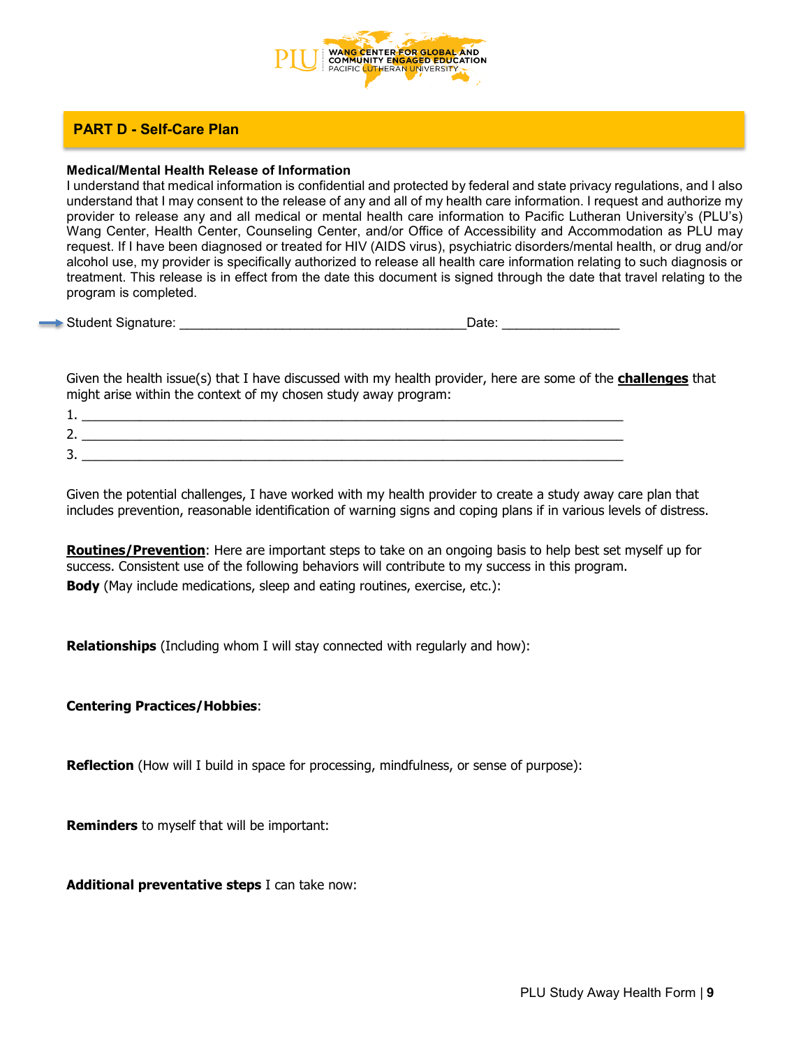## PART D - Self-Care Plan

**Medical/Mental Health Release of Information**

I understand that medical information is confidential and protected by federal and state privacy regulations, and I also understand that I may consent to the release of any and all of my health care information. I request and authorize my provider to release any and all medical or mental health care information to Pacific Lutheran University's (PLU's) Wang Center, Health Center, Counseling Center, and/or Office of Accessibility and Accommodation as PLU may request. If I have been diagnosed or treated for HIV (AIDS virus), psychiatric disorders/mental health, or drug and/or alcohol use, my provider is specifically authorized to release all health care information relating to such diagnosis or treatment. This release is in effect from the date this document is signed through the date that travel relating to the program is completed.

Student Signature: _______________________________________Date: ________________

Given the health issue(s) that I have discussed with my health provider, here are some of the **challenges** that might arise within the context of my chosen study away program:

1. ___________________________________________________________________________
2. ___________________________________________________________________________
3. ___________________________________________________________________________

Given the potential challenges, I have worked with my health provider to create a study away care plan that includes prevention, reasonable identification of warning signs and coping plans if in various levels of distress.

**Routines/Prevention**: Here are important steps to take on an ongoing basis to help best set myself up for success. Consistent use of the following behaviors will contribute to my success in this program.

**Body** (May include medications, sleep and eating routines, exercise, etc.):

**Relationships** (Including whom I will stay connected with regularly and how):

**Centering Practices/Hobbies**:

**Reflection** (How will I build in space for processing, mindfulness, or sense of purpose):

**Reminders** to myself that will be important:

**Additional preventative steps** I can take now: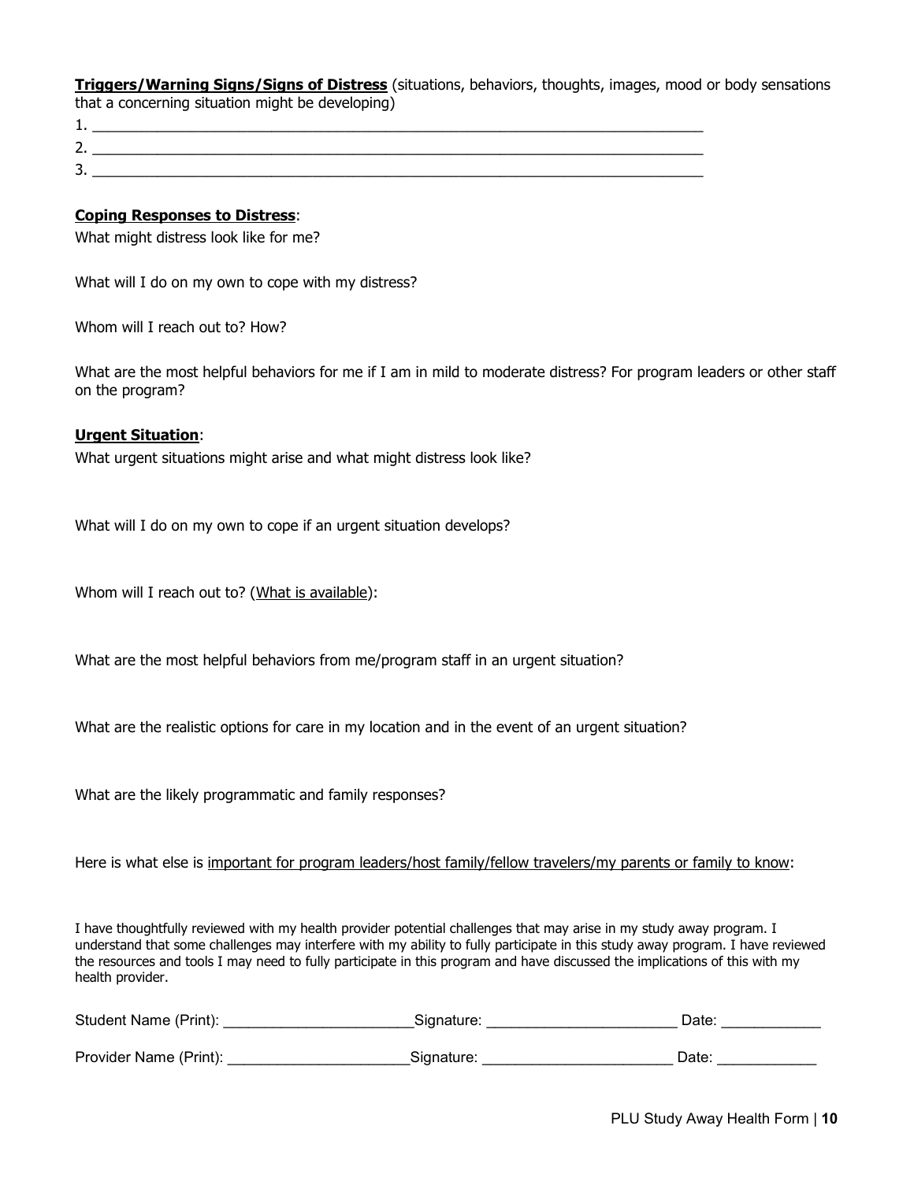**<u>Triggers/Warning Signs/Signs of Distress</u>** (situations, behaviors, thoughts, images, mood or body sensations that a concerning situation might be developing)

1. ___________________________________________________________________________
2. ___________________________________________________________________________
3. ___________________________________________________________________________

**<u>Coping Responses to Distress</u>**:

What might distress look like for me?

What will I do on my own to cope with my distress?

Whom will I reach out to? How?

What are the most helpful behaviors for me if I am in mild to moderate distress? For program leaders or other staff on the program?

**<u>Urgent Situation</u>**:

What urgent situations might arise and what might distress look like?

What will I do on my own to cope if an urgent situation develops?

Whom will I reach out to? (<u>What is available</u>):

What are the most helpful behaviors from me/program staff in an urgent situation?

What are the realistic options for care in my location and in the event of an urgent situation?

What are the likely programmatic and family responses?

Here is what else is <u>important for program leaders/host family/fellow travelers/my parents or family to know</u>:

I have thoughtfully reviewed with my health provider potential challenges that may arise in my study away program. I understand that some challenges may interfere with my ability to fully participate in this study away program. I have reviewed the resources and tools I may need to fully participate in this program and have discussed the implications of this with my health provider.

Student Name (Print): _______________________Signature: _______________________ Date: ____________

Provider Name (Print): ______________________Signature: _______________________ Date: ____________